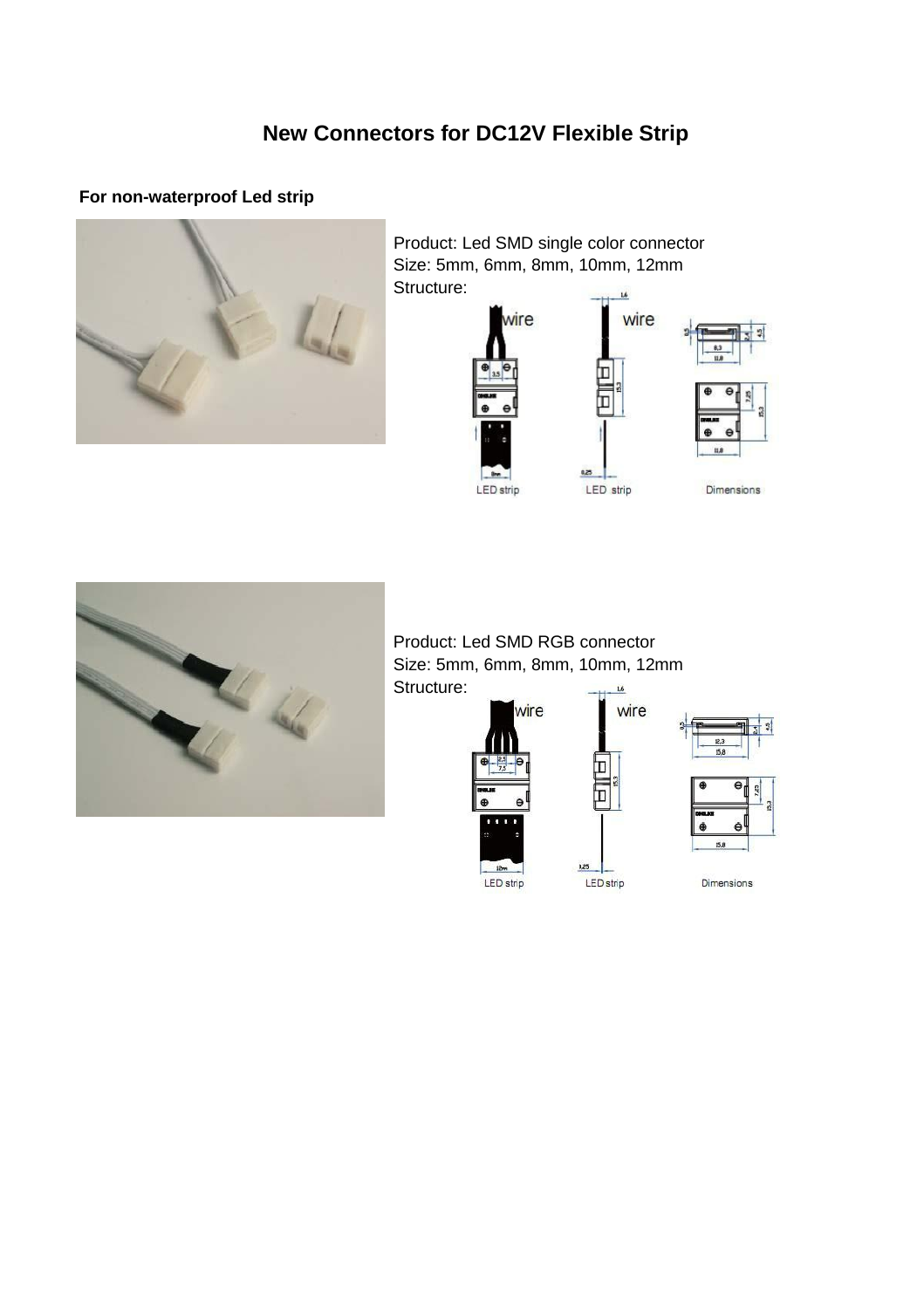# New Connectors for DC12V Flexible Strip

**For non-waterproof Led strip**

Product: Led SMD single color connector
Size: 5mm, 6mm, 8mm, 10mm, 12mm
Structure:

Product: Led SMD RGB connector
Size: 5mm, 6mm, 8mm, 10mm, 12mm
Structure: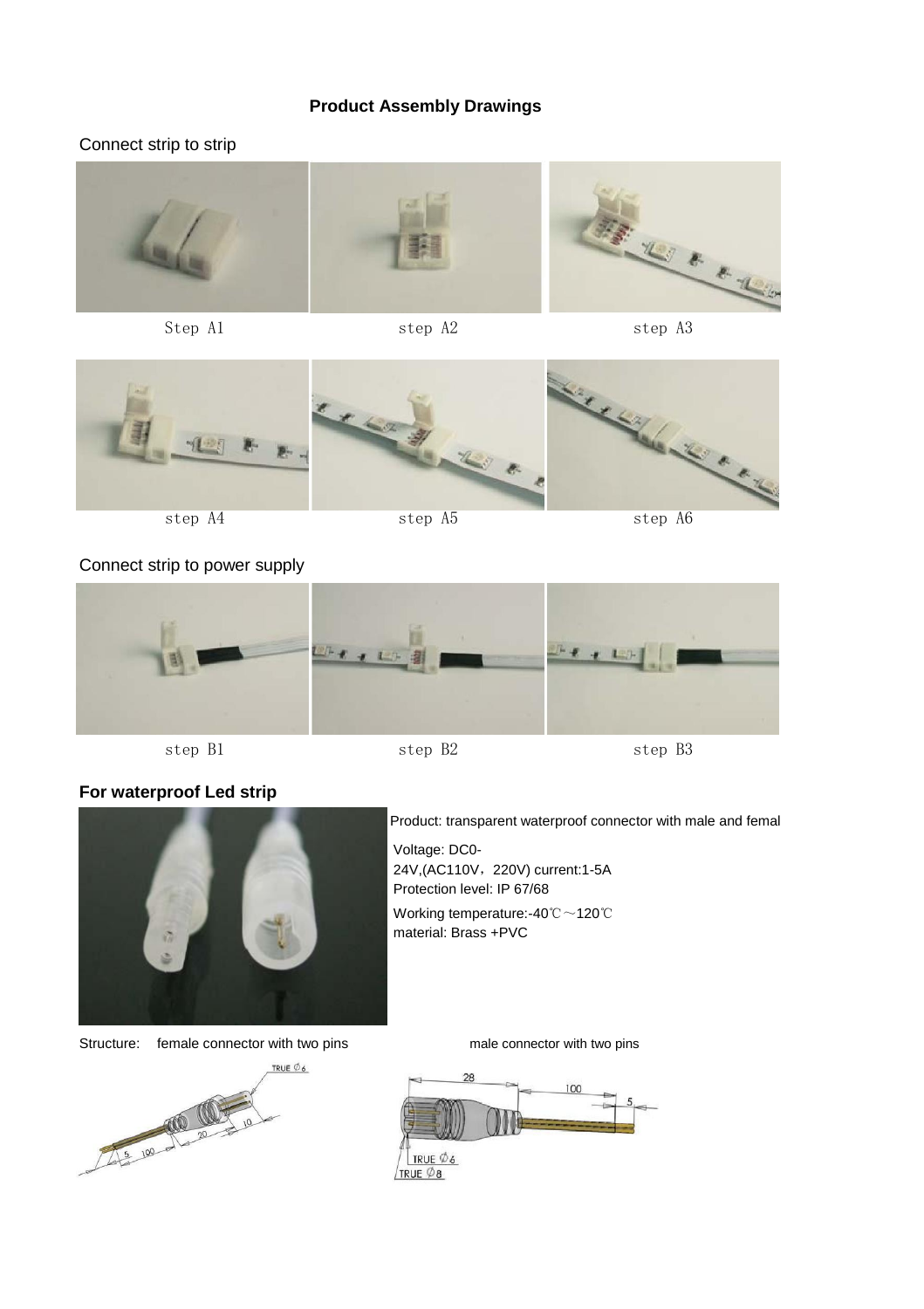# Product Assembly Drawings

## Connect strip to strip

Step A1 step A2 step A3

step A4 step A5 step A6

## Connect strip to power supply

step B1 step B2 step B3

## For waterproof Led strip

Product: transparent waterproof connector with male and femal

Voltage: DC0-24V,(AC110V，220V) current:1-5A

Protection level: IP 67/68

Working temperature:-40℃～120℃

material: Brass +PVC

Structure: female connector with two pins male connector with two pins

TRUE Ø6

5 100 20 10

28 100 5

TRUE Ø6

TRUE Ø8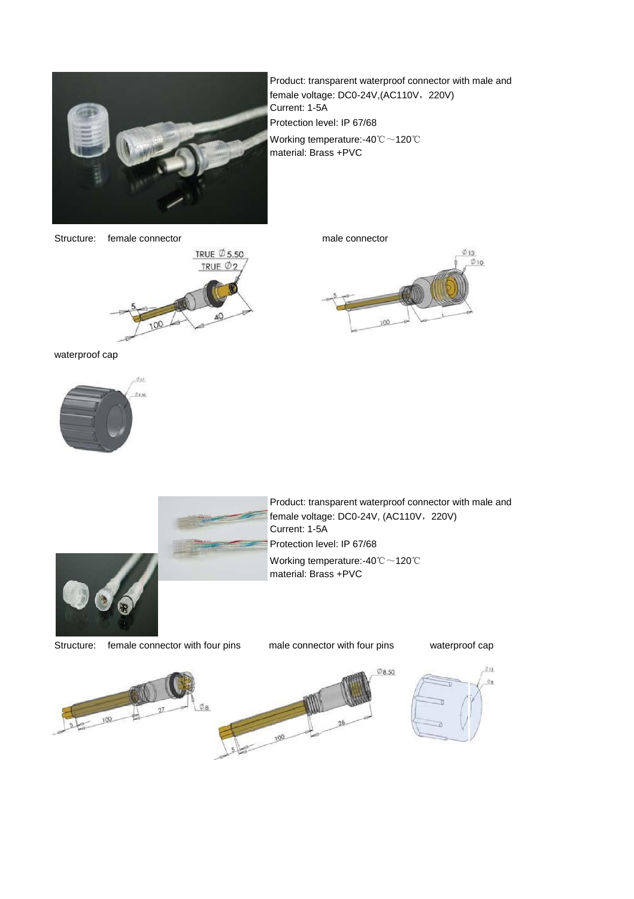Product: transparent waterproof connector with male and female voltage: DC0-24V,(AC110V，220V)

Current: 1-5A

Protection level: IP 67/68

Working temperature:-40℃～120℃

material: Brass +PVC

Structure: female connector

male connector

waterproof cap

Product: transparent waterproof connector with male and female voltage: DC0-24V, (AC110V，220V)

Current: 1-5A

Protection level: IP 67/68

Working temperature:-40℃～120℃

material: Brass +PVC

Structure: female connector with four pins

male connector with four pins

waterproof cap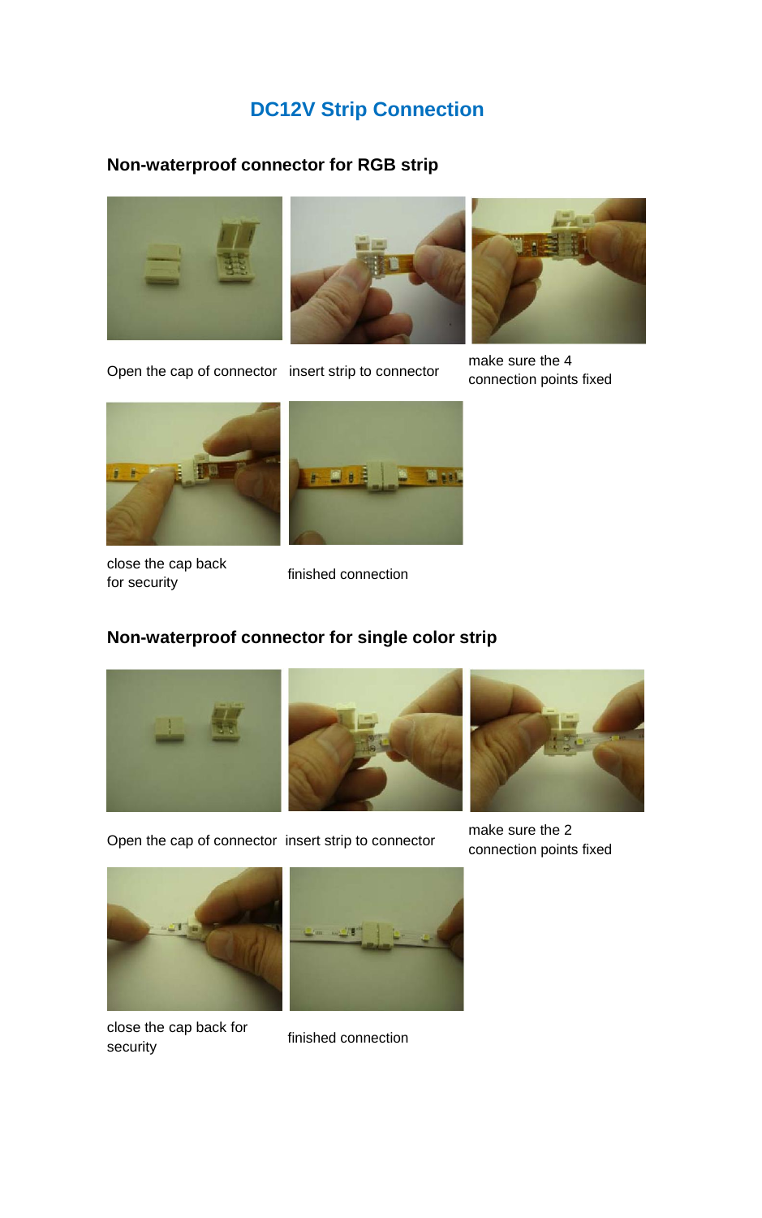# DC12V Strip Connection

## Non-waterproof connector for RGB strip

Open the cap of connector

insert strip to connector

make sure the 4 connection points fixed

close the cap back for security

finished connection

## Non-waterproof connector for single color strip

Open the cap of connector

insert strip to connector

make sure the 2 connection points fixed

close the cap back for security

finished connection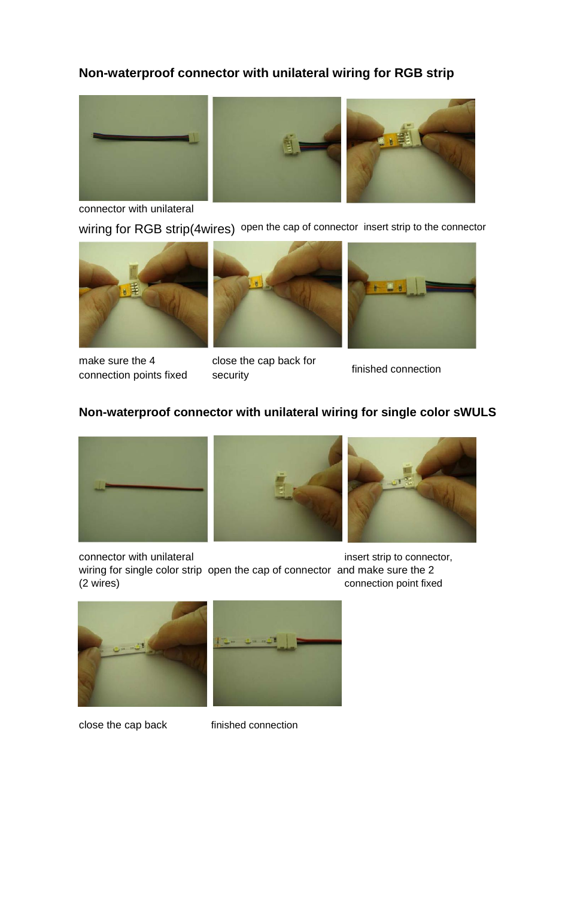## Non-waterproof connector with unilateral wiring for RGB strip

connector with unilateral wiring for RGB strip(4wires)

open the cap of connector

insert strip to the connector

make sure the 4 connection points fixed

close the cap back for security

finished connection

## Non-waterproof connector with unilateral wiring for single color sWULS

connector with unilateral wiring for single color strip (2 wires)

open the cap of connector

insert strip to connector, and make sure the 2 connection point fixed

close the cap back

finished connection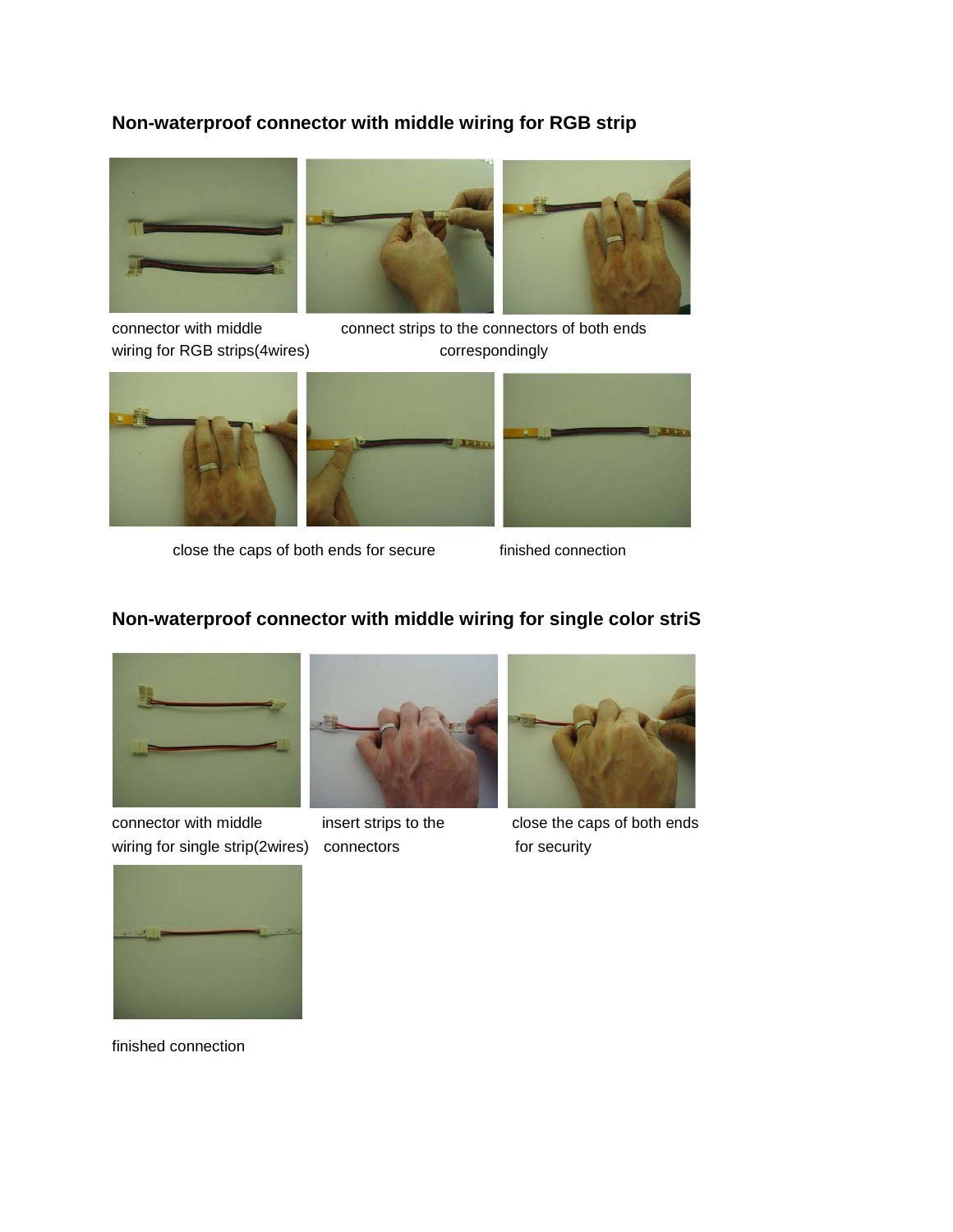## Non-waterproof connector with middle wiring for RGB strip

connector with middle wiring for RGB strips(4wires)

connect strips to the connectors of both ends correspondingly

close the caps of both ends for secure

finished connection

## Non-waterproof connector with middle wiring for single color striS

connector with middle wiring for single strip(2wires)

insert strips to the connectors

close the caps of both ends for security

finished connection